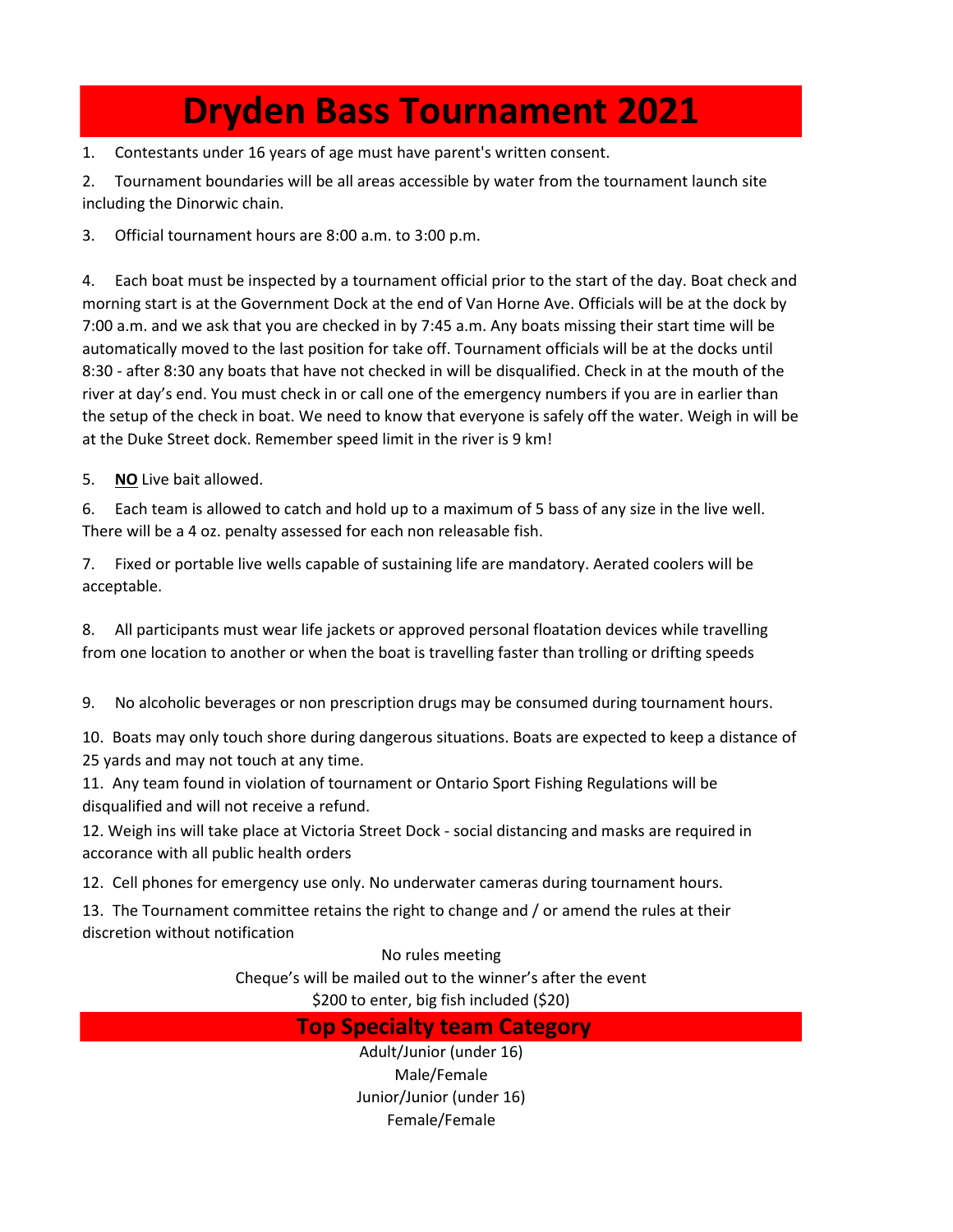# Dryden Bass Tournament 2021

1. Contestants under 16 years of age must have parent's written consent.

2. Tournament boundaries will be all areas accessible by water from the tournament launch site including the Dinorwic chain.

3. Official tournament hours are 8:00 a.m. to 3:00 p.m.

4. Each boat must be inspected by a tournament official prior to the start of the day. Boat check and morning start is at the Government Dock at the end of Van Horne Ave. Officials will be at the dock by 7:00 a.m. and we ask that you are checked in by 7:45 a.m. Any boats missing their start time will be automatically moved to the last position for take off. Tournament officials will be at the docks until 8:30 - after 8:30 any boats that have not checked in will be disqualified. Check in at the mouth of the river at day's end. You must check in or call one of the emergency numbers if you are in earlier than the setup of the check in boat. We need to know that everyone is safely off the water. Weigh in will be at the Duke Street dock. Remember speed limit in the river is 9 km!

5. **<u>NO</u>** Live bait allowed.

6. Each team is allowed to catch and hold up to a maximum of 5 bass of any size in the live well. There will be a 4 oz. penalty assessed for each non releasable fish.

7. Fixed or portable live wells capable of sustaining life are mandatory. Aerated coolers will be acceptable.

8. All participants must wear life jackets or approved personal floatation devices while travelling from one location to another or when the boat is travelling faster than trolling or drifting speeds

9. No alcoholic beverages or non prescription drugs may be consumed during tournament hours.

10. Boats may only touch shore during dangerous situations. Boats are expected to keep a distance of 25 yards and may not touch at any time.

11. Any team found in violation of tournament or Ontario Sport Fishing Regulations will be disqualified and will not receive a refund.

12. Weigh ins will take place at Victoria Street Dock - social distancing and masks are required in accorance with all public health orders

12. Cell phones for emergency use only. No underwater cameras during tournament hours.

13. The Tournament committee retains the right to change and / or amend the rules at their discretion without notification

No rules meeting

Cheque's will be mailed out to the winner's after the event

$200 to enter, big fish included ($20)

## Top Specialty team Category

Adult/Junior (under 16)

Male/Female

Junior/Junior (under 16)

Female/Female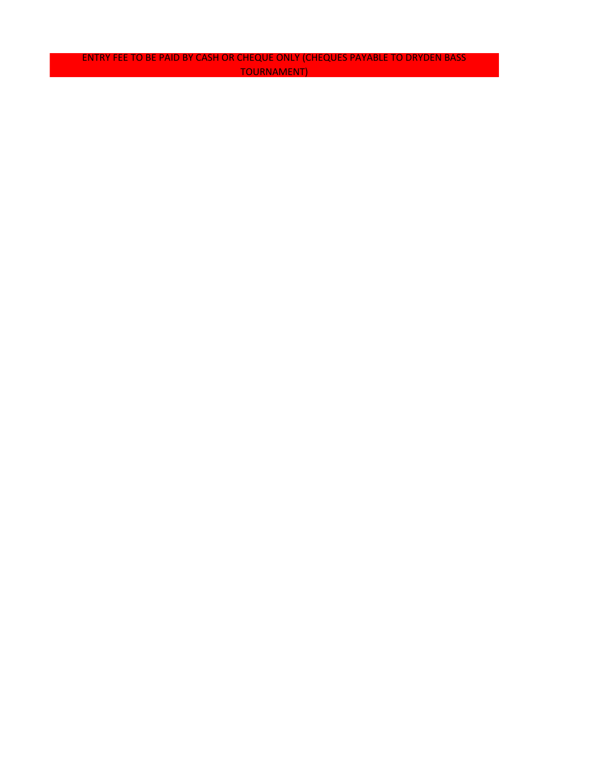ENTRY FEE TO BE PAID BY CASH OR CHEQUE ONLY (CHEQUES PAYABLE TO DRYDEN BASS TOURNAMENT)